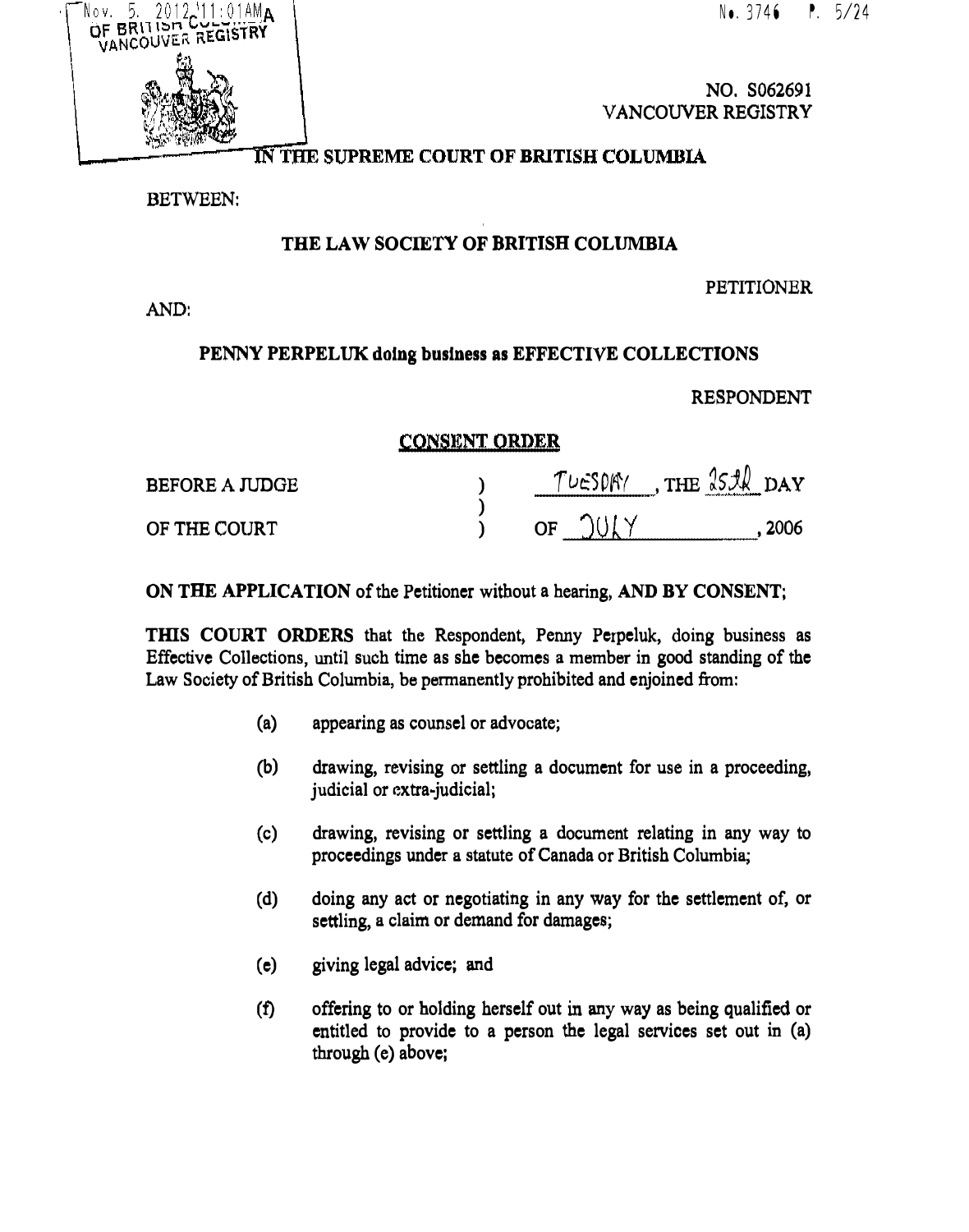NO. S062691
VANCOUVER REGISTRY

# IN THE SUPREME COURT OF BRITISH COLUMBIA

BETWEEN:

**THE LAW SOCIETY OF BRITISH COLUMBIA**

PETITIONER

AND:

**PENNY PERPELUK doing business as EFFECTIVE COLLECTIONS**

RESPONDENT

## CONSENT ORDER

| | | |
|---|---|---|
| BEFORE A JUDGE | ) | TUESDAY, THE 25th DAY |
| | ) | |
| OF THE COURT | ) | OF JULY, 2006 |

**ON THE APPLICATION** of the Petitioner without a hearing, **AND BY CONSENT**;

**THIS COURT ORDERS** that the Respondent, Penny Perpeluk, doing business as Effective Collections, until such time as she becomes a member in good standing of the Law Society of British Columbia, be permanently prohibited and enjoined from:

(a) appearing as counsel or advocate;

(b) drawing, revising or settling a document for use in a proceeding, judicial or extra-judicial;

(c) drawing, revising or settling a document relating in any way to proceedings under a statute of Canada or British Columbia;

(d) doing any act or negotiating in any way for the settlement of, or settling, a claim or demand for damages;

(e) giving legal advice; and

(f) offering to or holding herself out in any way as being qualified or entitled to provide to a person the legal services set out in (a) through (e) above;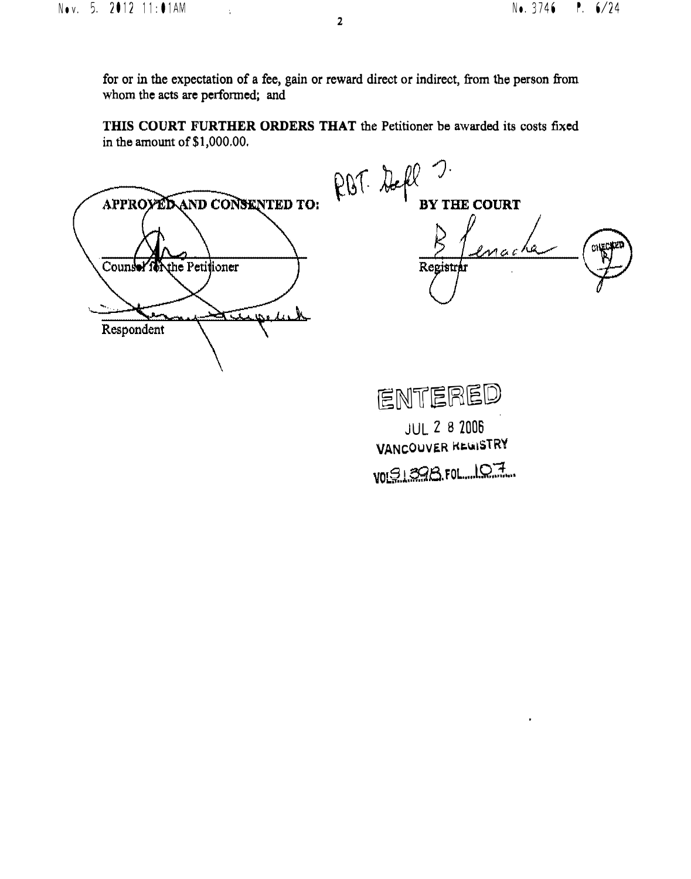for or in the expectation of a fee, gain or reward direct or indirect, from the person from whom the acts are performed; and

**THIS COURT FURTHER ORDERS THAT** the Petitioner be awarded its costs fixed in the amount of $1,000.00.

**APPROVED AND CONSENTED TO:**

Counsel for the Petitioner

Respondent

**BY THE COURT**

Registrar

ENTERED

JUL 2 8 2006

VANCOUVER REGISTRY

VOL 91398 FOL 107